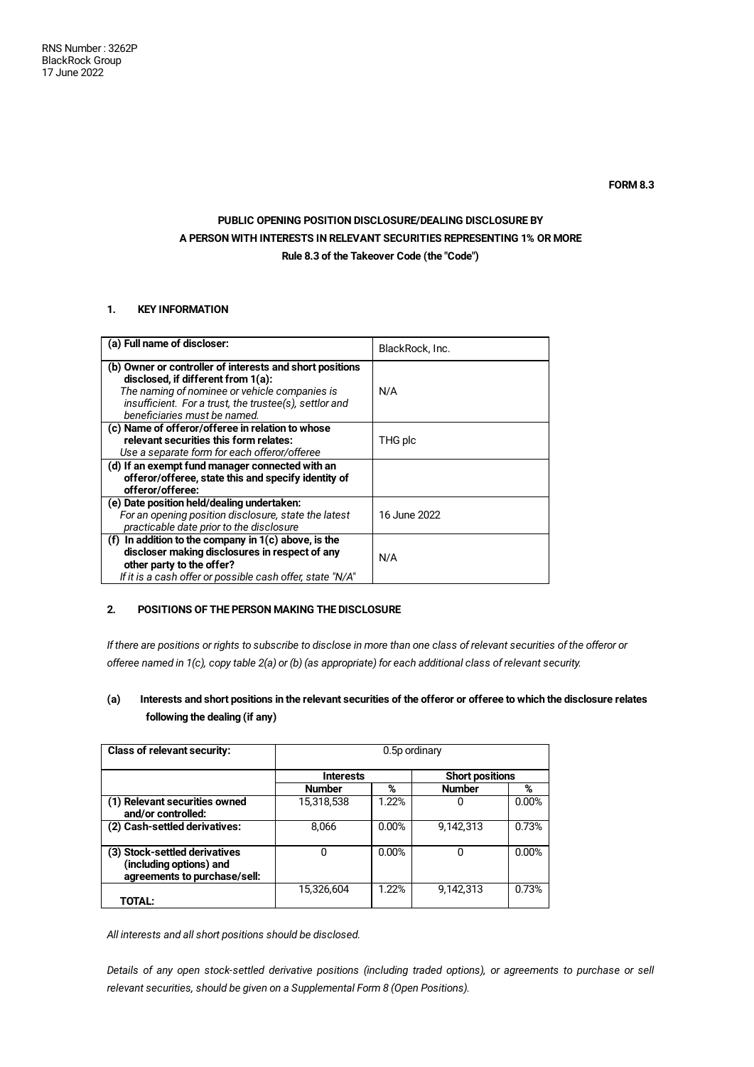RNS Number : 3262P
BlackRock Group
17 June 2022

**FORM 8.3**

**PUBLIC OPENING POSITION DISCLOSURE/DEALING DISCLOSURE BY A PERSON WITH INTERESTS IN RELEVANT SECURITIES REPRESENTING 1% OR MORE**
**Rule 8.3 of the Takeover Code (the "Code")**

## 1. KEY INFORMATION

| | |
|---|---|
| **(a) Full name of discloser:** | BlackRock, Inc. |
| **(b) Owner or controller of interests and short positions disclosed, if different from 1(a):** *The naming of nominee or vehicle companies is insufficient. For a trust, the trustee(s), settlor and beneficiaries must be named.* | N/A |
| **(c) Name of offeror/offeree in relation to whose relevant securities this form relates:** *Use a separate form for each offeror/offeree* | THG plc |
| **(d) If an exempt fund manager connected with an offeror/offeree, state this and specify identity of offeror/offeree:** | |
| **(e) Date position held/dealing undertaken:** *For an opening position disclosure, state the latest practicable date prior to the disclosure* | 16 June 2022 |
| **(f) In addition to the company in 1(c) above, is the discloser making disclosures in respect of any other party to the offer?** *If it is a cash offer or possible cash offer, state "N/A"* | N/A |

## 2. POSITIONS OF THE PERSON MAKING THE DISCLOSURE

*If there are positions or rights to subscribe to disclose in more than one class of relevant securities of the offeror or offeree named in 1(c), copy table 2(a) or (b) (as appropriate) for each additional class of relevant security.*

### (a) Interests and short positions in the relevant securities of the offeror or offeree to which the disclosure relates following the dealing (if any)

| **Class of relevant security:** | 0.5p ordinary | | | |
|---|---|---|---|---|
| | **Interests** | | **Short positions** | |
| | **Number** | **%** | **Number** | **%** |
| **(1) Relevant securities owned and/or controlled:** | 15,318,538 | 1.22% | 0 | 0.00% |
| **(2) Cash-settled derivatives:** | 8,066 | 0.00% | 9,142,313 | 0.73% |
| **(3) Stock-settled derivatives (including options) and agreements to purchase/sell:** | 0 | 0.00% | 0 | 0.00% |
| **TOTAL:** | 15,326,604 | 1.22% | 9,142,313 | 0.73% |

*All interests and all short positions should be disclosed.*

*Details of any open stock-settled derivative positions (including traded options), or agreements to purchase or sell relevant securities, should be given on a Supplemental Form 8 (Open Positions).*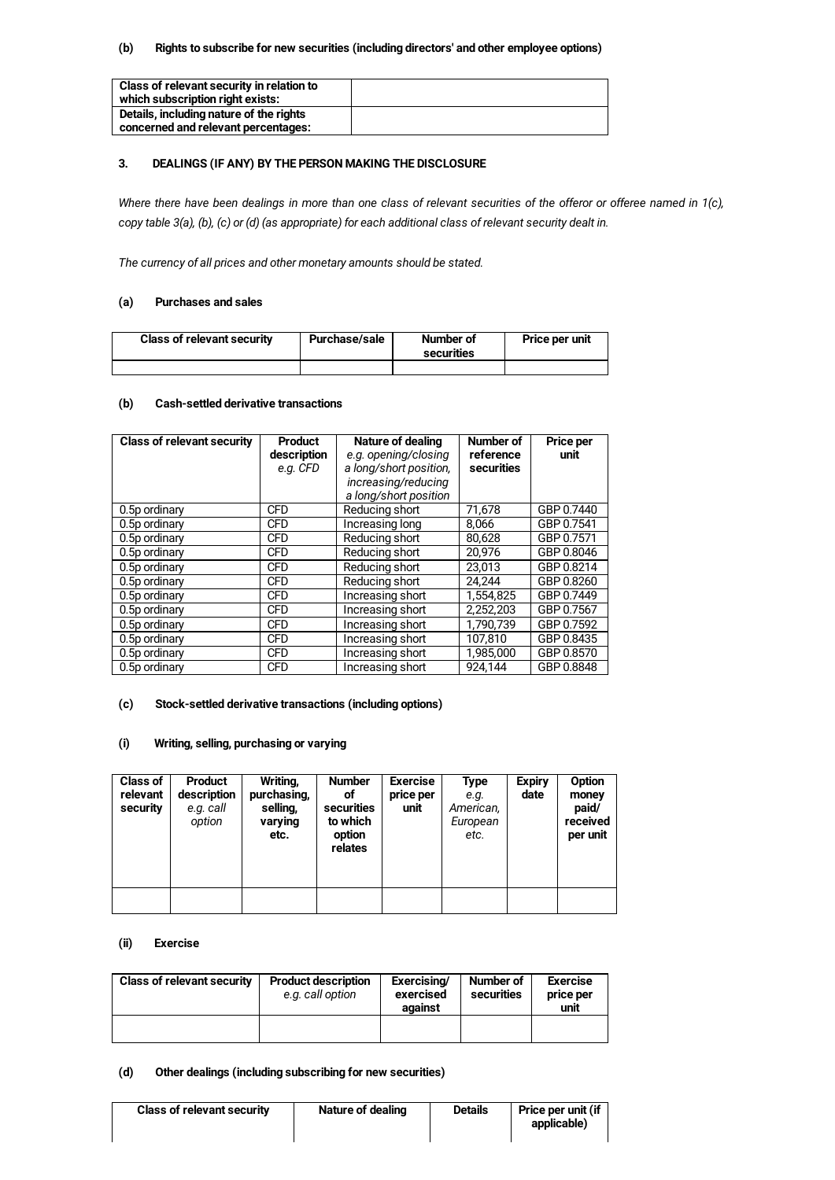**(b) Rights to subscribe for new securities (including directors' and other employee options)**

| Class of relevant security in relation to which subscription right exists: | |
|---|---|
| Details, including nature of the rights concerned and relevant percentages: | |

**3. DEALINGS (IF ANY) BY THE PERSON MAKING THE DISCLOSURE**

*Where there have been dealings in more than one class of relevant securities of the offeror or offeree named in 1(c), copy table 3(a), (b), (c) or (d) (as appropriate) for each additional class of relevant security dealt in.*

*The currency of all prices and other monetary amounts should be stated.*

**(a) Purchases and sales**

| Class of relevant security | Purchase/sale | Number of securities | Price per unit |
|---|---|---|---|
| | | | |

**(b) Cash-settled derivative transactions**

| Class of relevant security | Product description *e.g. CFD* | Nature of dealing *e.g. opening/closing a long/short position, increasing/reducing a long/short position* | Number of reference securities | Price per unit |
|---|---|---|---|---|
| 0.5p ordinary | CFD | Reducing short | 71,678 | GBP 0.7440 |
| 0.5p ordinary | CFD | Increasing long | 8,066 | GBP 0.7541 |
| 0.5p ordinary | CFD | Reducing short | 80,628 | GBP 0.7571 |
| 0.5p ordinary | CFD | Reducing short | 20,976 | GBP 0.8046 |
| 0.5p ordinary | CFD | Reducing short | 23,013 | GBP 0.8214 |
| 0.5p ordinary | CFD | Reducing short | 24,244 | GBP 0.8260 |
| 0.5p ordinary | CFD | Increasing short | 1,554,825 | GBP 0.7449 |
| 0.5p ordinary | CFD | Increasing short | 2,252,203 | GBP 0.7567 |
| 0.5p ordinary | CFD | Increasing short | 1,790,739 | GBP 0.7592 |
| 0.5p ordinary | CFD | Increasing short | 107,810 | GBP 0.8435 |
| 0.5p ordinary | CFD | Increasing short | 1,985,000 | GBP 0.8570 |
| 0.5p ordinary | CFD | Increasing short | 924,144 | GBP 0.8848 |

**(c) Stock-settled derivative transactions (including options)**

**(i) Writing, selling, purchasing or varying**

| Class of relevant security | Product description *e.g. call option* | Writing, purchasing, selling, varying etc. | Number of securities to which option relates | Exercise price per unit | Type *e.g. American, European etc.* | Expiry date | Option money paid/ received per unit |
|---|---|---|---|---|---|---|---|
| | | | | | | | |

**(ii) Exercise**

| Class of relevant security | Product description *e.g. call option* | Exercising/ exercised against | Number of securities | Exercise price per unit |
|---|---|---|---|---|
| | | | | |

**(d) Other dealings (including subscribing for new securities)**

| Class of relevant security | Nature of dealing | Details | Price per unit (if applicable) |
|---|---|---|---|
| | | | |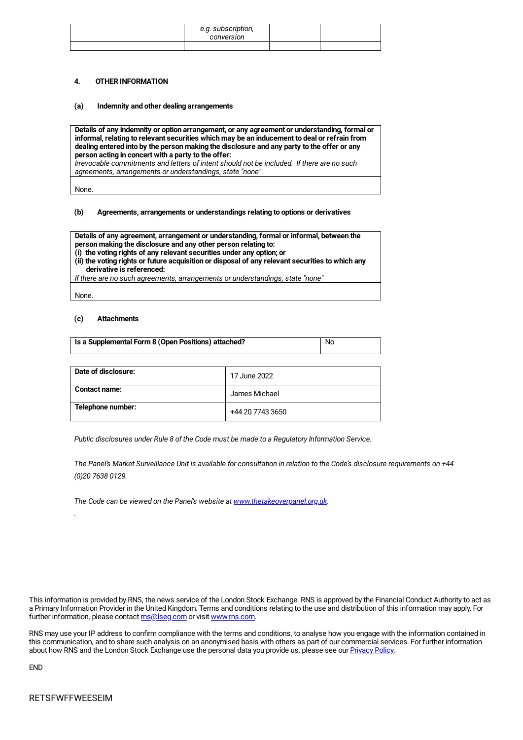| | | | |
|---|---|---|---|
| | *e.g. subscription, conversion* | | |
| | | | |

**4. OTHER INFORMATION**

**(a) Indemnity and other dealing arrangements**

| |
|---|
| **Details of any indemnity or option arrangement, or any agreement or understanding, formal or informal, relating to relevant securities which may be an inducement to deal or refrain from dealing entered into by the person making the disclosure and any party to the offer or any person acting in concert with a party to the offer:** *Irrevocable commitments and letters of intent should not be included. If there are no such agreements, arrangements or understandings, state "none"* |
| None. |

**(b) Agreements, arrangements or understandings relating to options or derivatives**

| |
|---|
| **Details of any agreement, arrangement or understanding, formal or informal, between the person making the disclosure and any other person relating to:** **(i) the voting rights of any relevant securities under any option; or** **(ii) the voting rights or future acquisition or disposal of any relevant securities to which any derivative is referenced:** *If there are no such agreements, arrangements or understandings, state "none"* |
| None. |

**(c) Attachments**

| | |
|---|---|
| **Is a Supplemental Form 8 (Open Positions) attached?** | No |

| | |
|---|---|
| **Date of disclosure:** | 17 June 2022 |
| **Contact name:** | James Michael |
| **Telephone number:** | +44 20 7743 3650 |

*Public disclosures under Rule 8 of the Code must be made to a Regulatory Information Service.*

*The Panel's Market Surveillance Unit is available for consultation in relation to the Code's disclosure requirements on +44 (0)20 7638 0129.*

*The Code can be viewed on the Panel's website at www.thetakeoverpanel.org.uk.*

.

This information is provided by RNS, the news service of the London Stock Exchange. RNS is approved by the Financial Conduct Authority to act as a Primary Information Provider in the United Kingdom. Terms and conditions relating to the use and distribution of this information may apply. For further information, please contact rns@lseg.com or visit www.rns.com.

RNS may use your IP address to confirm compliance with the terms and conditions, to analyse how you engage with the information contained in this communication, and to share such analysis on an anonymised basis with others as part of our commercial services. For further information about how RNS and the London Stock Exchange use the personal data you provide us, please see our Privacy Policy.

END

RETSFWFFWEESEIM